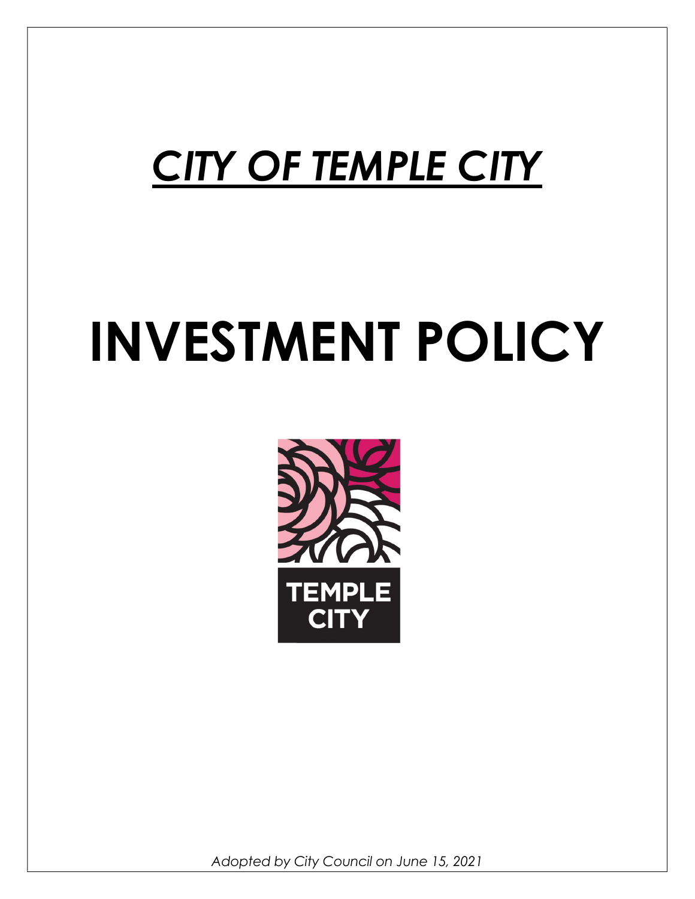# *CITY OF TEMPLE CITY*

# INVESTMENT POLICY

TEMPLE CITY

*Adopted by City Council on June 15, 2021*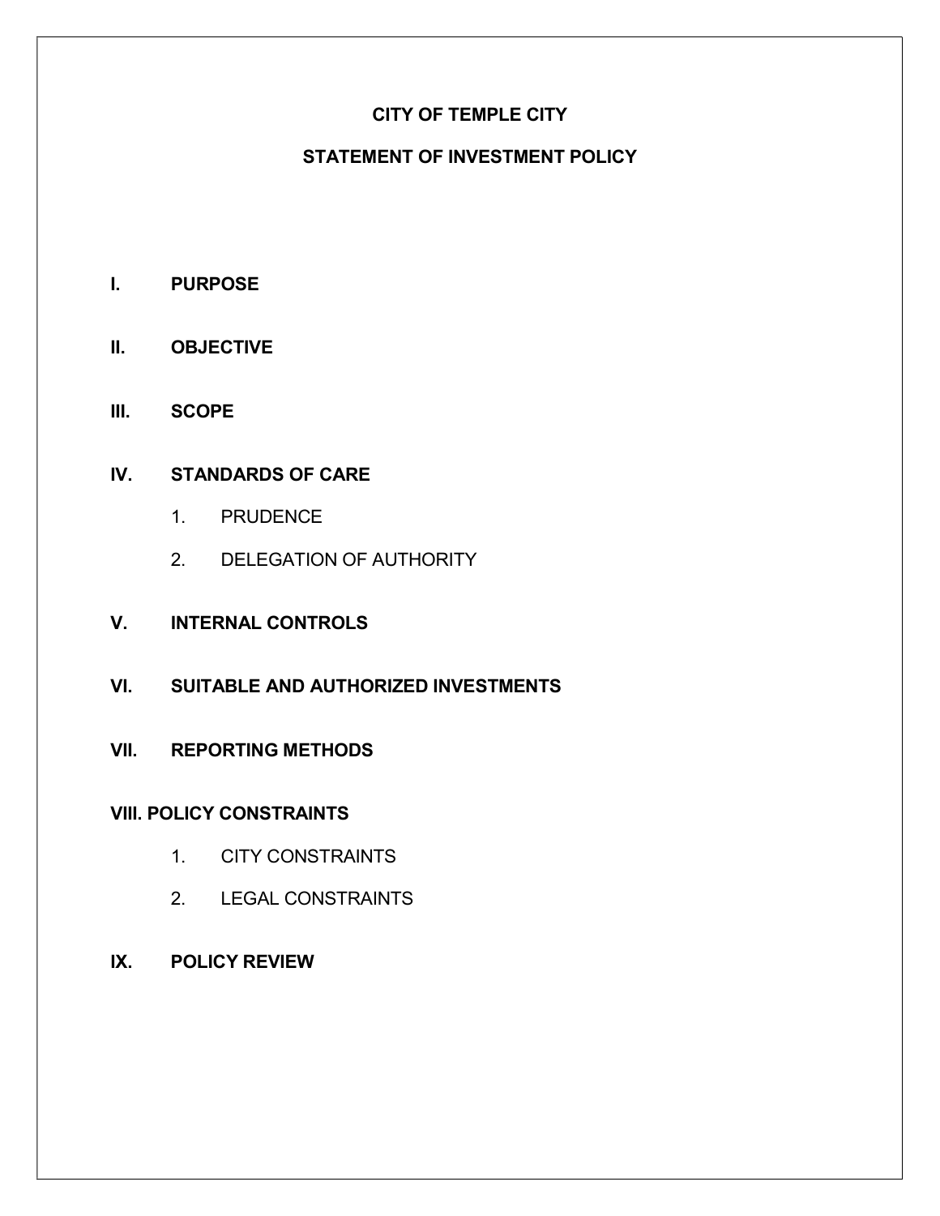# CITY OF TEMPLE CITY

## STATEMENT OF INVESTMENT POLICY

**I. PURPOSE**

**II. OBJECTIVE**

**III. SCOPE**

**IV. STANDARDS OF CARE**

1. PRUDENCE
2. DELEGATION OF AUTHORITY

**V. INTERNAL CONTROLS**

**VI. SUITABLE AND AUTHORIZED INVESTMENTS**

**VII. REPORTING METHODS**

**VIII. POLICY CONSTRAINTS**

1. CITY CONSTRAINTS
2. LEGAL CONSTRAINTS

**IX. POLICY REVIEW**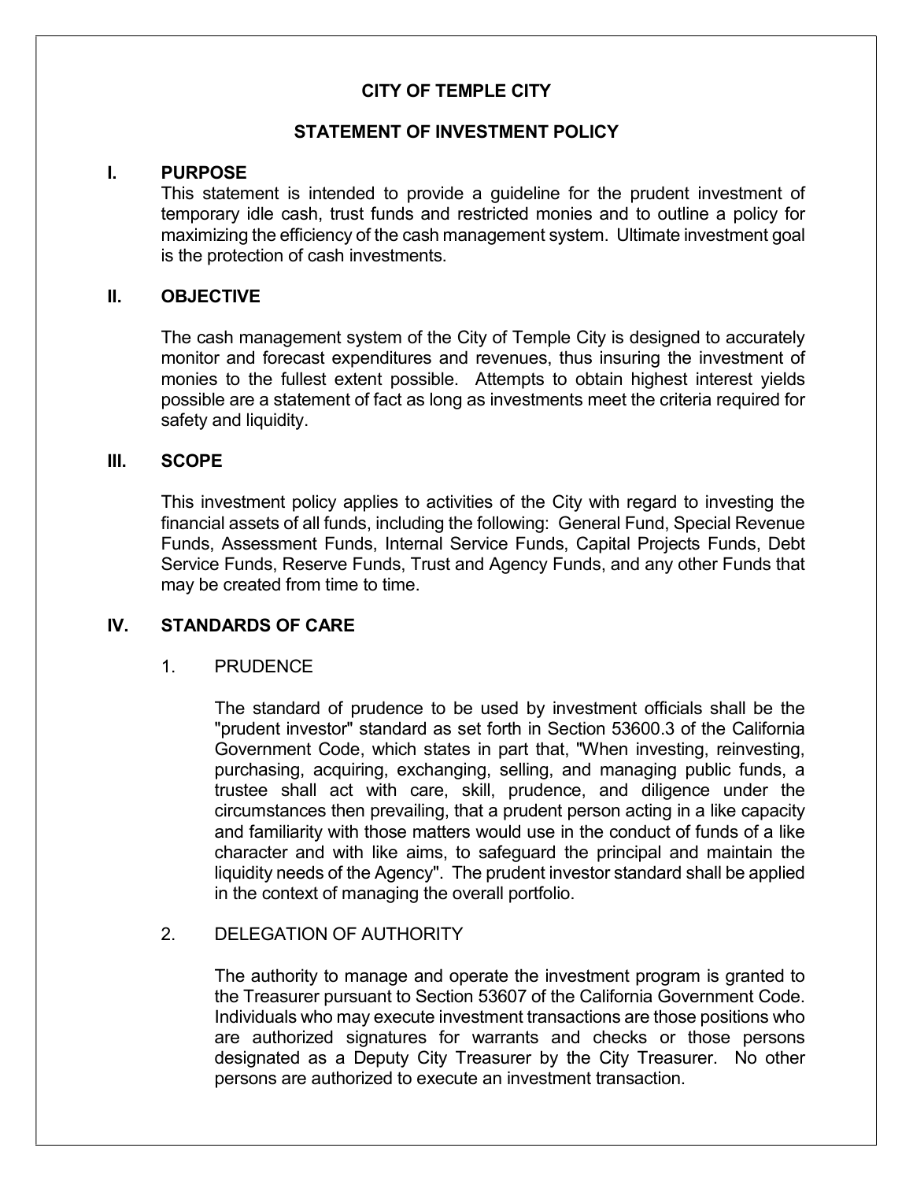# CITY OF TEMPLE CITY

## STATEMENT OF INVESTMENT POLICY

## I. PURPOSE

This statement is intended to provide a guideline for the prudent investment of temporary idle cash, trust funds and restricted monies and to outline a policy for maximizing the efficiency of the cash management system. Ultimate investment goal is the protection of cash investments.

## II. OBJECTIVE

The cash management system of the City of Temple City is designed to accurately monitor and forecast expenditures and revenues, thus insuring the investment of monies to the fullest extent possible. Attempts to obtain highest interest yields possible are a statement of fact as long as investments meet the criteria required for safety and liquidity.

## III. SCOPE

This investment policy applies to activities of the City with regard to investing the financial assets of all funds, including the following: General Fund, Special Revenue Funds, Assessment Funds, Internal Service Funds, Capital Projects Funds, Debt Service Funds, Reserve Funds, Trust and Agency Funds, and any other Funds that may be created from time to time.

## IV. STANDARDS OF CARE

### 1. PRUDENCE

The standard of prudence to be used by investment officials shall be the "prudent investor" standard as set forth in Section 53600.3 of the California Government Code, which states in part that, "When investing, reinvesting, purchasing, acquiring, exchanging, selling, and managing public funds, a trustee shall act with care, skill, prudence, and diligence under the circumstances then prevailing, that a prudent person acting in a like capacity and familiarity with those matters would use in the conduct of funds of a like character and with like aims, to safeguard the principal and maintain the liquidity needs of the Agency". The prudent investor standard shall be applied in the context of managing the overall portfolio.

### 2. DELEGATION OF AUTHORITY

The authority to manage and operate the investment program is granted to the Treasurer pursuant to Section 53607 of the California Government Code. Individuals who may execute investment transactions are those positions who are authorized signatures for warrants and checks or those persons designated as a Deputy City Treasurer by the City Treasurer. No other persons are authorized to execute an investment transaction.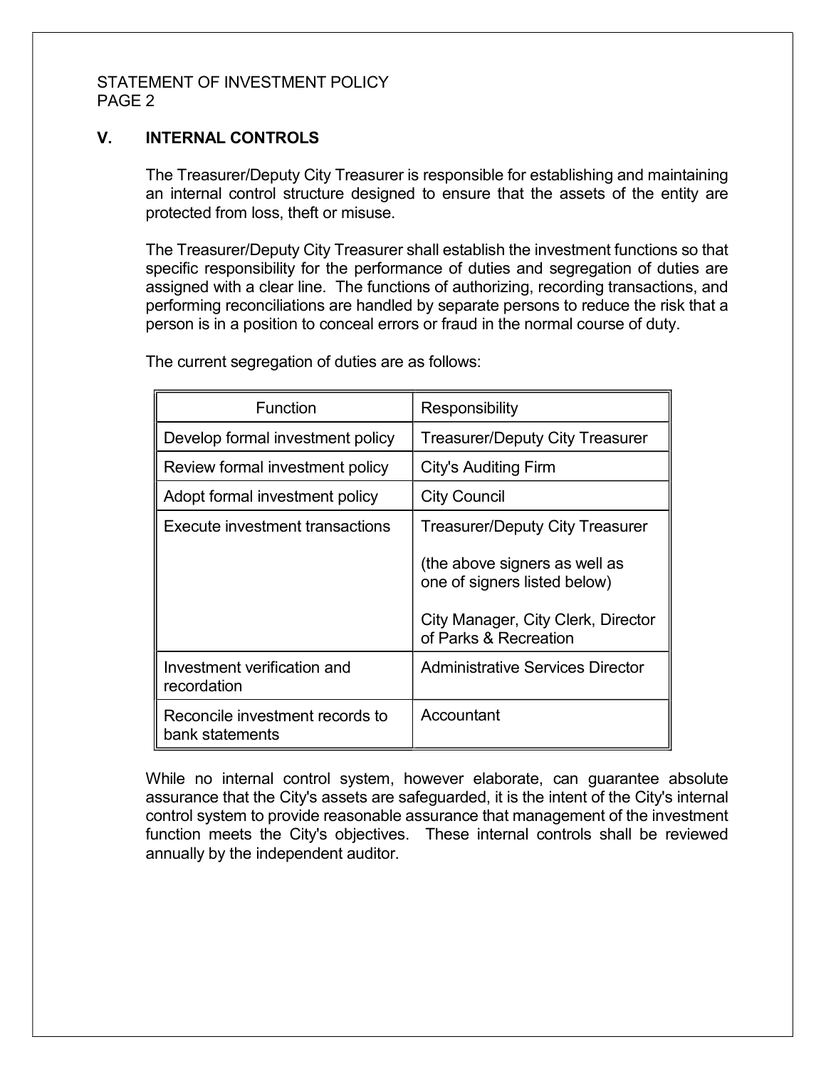## V. INTERNAL CONTROLS

The Treasurer/Deputy City Treasurer is responsible for establishing and maintaining an internal control structure designed to ensure that the assets of the entity are protected from loss, theft or misuse.

The Treasurer/Deputy City Treasurer shall establish the investment functions so that specific responsibility for the performance of duties and segregation of duties are assigned with a clear line. The functions of authorizing, recording transactions, and performing reconciliations are handled by separate persons to reduce the risk that a person is in a position to conceal errors or fraud in the normal course of duty.

The current segregation of duties are as follows:

| Function | Responsibility |
|---|---|
| Develop formal investment policy | Treasurer/Deputy City Treasurer |
| Review formal investment policy | City's Auditing Firm |
| Adopt formal investment policy | City Council |
| Execute investment transactions | Treasurer/Deputy City Treasurer<br><br>(the above signers as well as one of signers listed below)<br><br>City Manager, City Clerk, Director of Parks & Recreation |
| Investment verification and recordation | Administrative Services Director |
| Reconcile investment records to bank statements | Accountant |

While no internal control system, however elaborate, can guarantee absolute assurance that the City's assets are safeguarded, it is the intent of the City's internal control system to provide reasonable assurance that management of the investment function meets the City's objectives. These internal controls shall be reviewed annually by the independent auditor.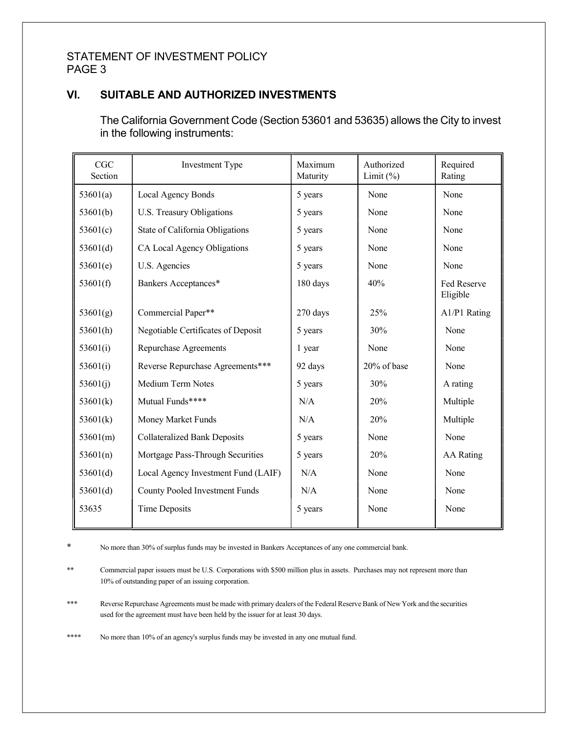STATEMENT OF INVESTMENT POLICY

## VI. SUITABLE AND AUTHORIZED INVESTMENTS

The California Government Code (Section 53601 and 53635) allows the City to invest in the following instruments:

| CGC Section | Investment Type | Maximum Maturity | Authorized Limit (%) | Required Rating |
|---|---|---|---|---|
| 53601(a) | Local Agency Bonds | 5 years | None | None |
| 53601(b) | U.S. Treasury Obligations | 5 years | None | None |
| 53601(c) | State of California Obligations | 5 years | None | None |
| 53601(d) | CA Local Agency Obligations | 5 years | None | None |
| 53601(e) | U.S. Agencies | 5 years | None | None |
| 53601(f) | Bankers Acceptances* | 180 days | 40% | Fed Reserve Eligible |
| 53601(g) | Commercial Paper** | 270 days | 25% | A1/P1 Rating |
| 53601(h) | Negotiable Certificates of Deposit | 5 years | 30% | None |
| 53601(i) | Repurchase Agreements | 1 year | None | None |
| 53601(i) | Reverse Repurchase Agreements*** | 92 days | 20% of base | None |
| 53601(j) | Medium Term Notes | 5 years | 30% | A rating |
| 53601(k) | Mutual Funds**** | N/A | 20% | Multiple |
| 53601(k) | Money Market Funds | N/A | 20% | Multiple |
| 53601(m) | Collateralized Bank Deposits | 5 years | None | None |
| 53601(n) | Mortgage Pass-Through Securities | 5 years | 20% | AA Rating |
| 53601(d) | Local Agency Investment Fund (LAIF) | N/A | None | None |
| 53601(d) | County Pooled Investment Funds | N/A | None | None |
| 53635 | Time Deposits | 5 years | None | None |

\* No more than 30% of surplus funds may be invested in Bankers Acceptances of any one commercial bank.

\*\* Commercial paper issuers must be U.S. Corporations with $500 million plus in assets. Purchases may not represent more than 10% of outstanding paper of an issuing corporation.

\*\*\* Reverse Repurchase Agreements must be made with primary dealers of the Federal Reserve Bank of New York and the securities used for the agreement must have been held by the issuer for at least 30 days.

\*\*\*\* No more than 10% of an agency's surplus funds may be invested in any one mutual fund.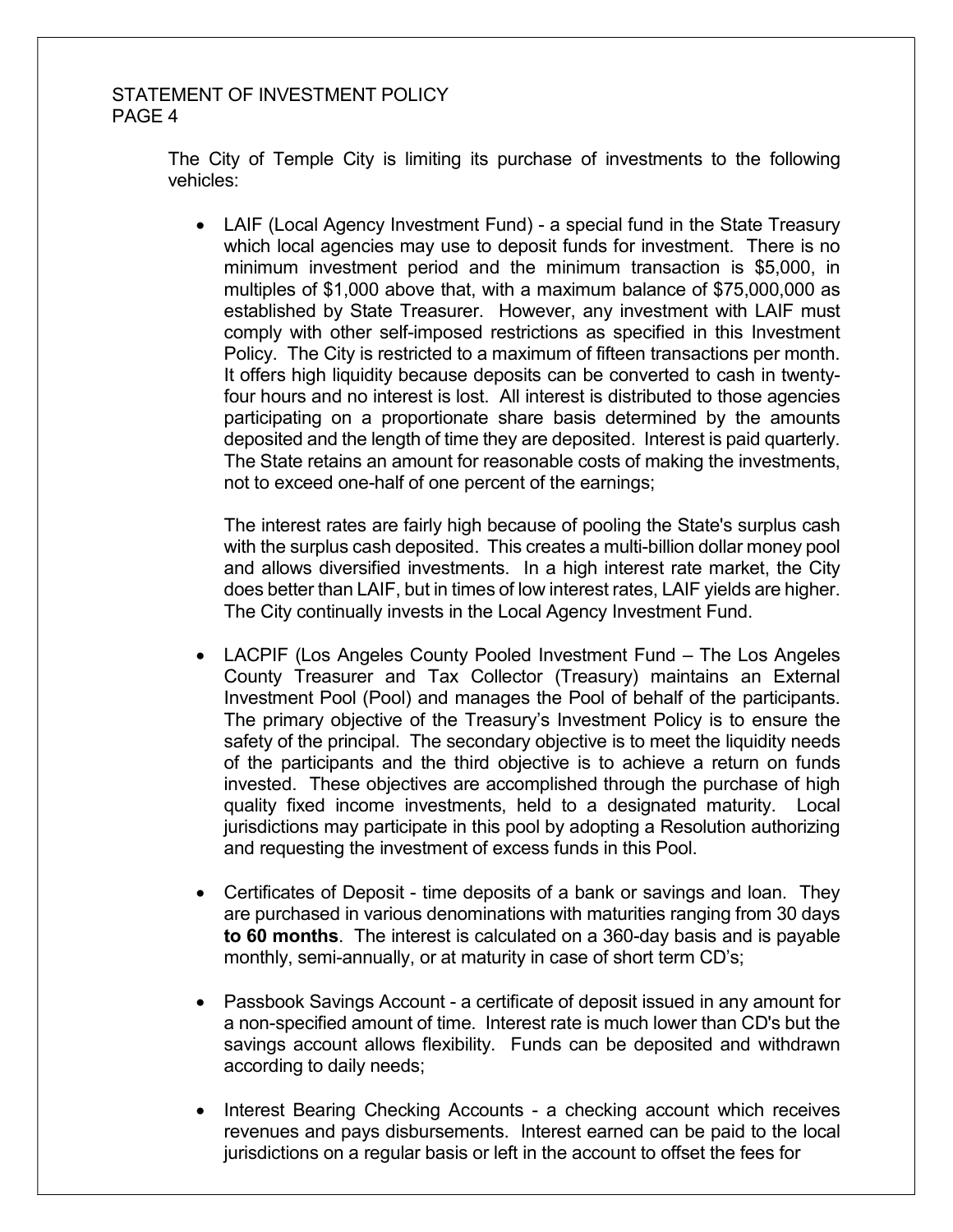The City of Temple City is limiting its purchase of investments to the following vehicles:

- LAIF (Local Agency Investment Fund) - a special fund in the State Treasury which local agencies may use to deposit funds for investment. There is no minimum investment period and the minimum transaction is $5,000, in multiples of $1,000 above that, with a maximum balance of $75,000,000 as established by State Treasurer. However, any investment with LAIF must comply with other self-imposed restrictions as specified in this Investment Policy. The City is restricted to a maximum of fifteen transactions per month. It offers high liquidity because deposits can be converted to cash in twenty-four hours and no interest is lost. All interest is distributed to those agencies participating on a proportionate share basis determined by the amounts deposited and the length of time they are deposited. Interest is paid quarterly. The State retains an amount for reasonable costs of making the investments, not to exceed one-half of one percent of the earnings;

  The interest rates are fairly high because of pooling the State's surplus cash with the surplus cash deposited. This creates a multi-billion dollar money pool and allows diversified investments. In a high interest rate market, the City does better than LAIF, but in times of low interest rates, LAIF yields are higher. The City continually invests in the Local Agency Investment Fund.

- LACPIF (Los Angeles County Pooled Investment Fund – The Los Angeles County Treasurer and Tax Collector (Treasury) maintains an External Investment Pool (Pool) and manages the Pool of behalf of the participants. The primary objective of the Treasury's Investment Policy is to ensure the safety of the principal. The secondary objective is to meet the liquidity needs of the participants and the third objective is to achieve a return on funds invested. These objectives are accomplished through the purchase of high quality fixed income investments, held to a designated maturity. Local jurisdictions may participate in this pool by adopting a Resolution authorizing and requesting the investment of excess funds in this Pool.

- Certificates of Deposit - time deposits of a bank or savings and loan. They are purchased in various denominations with maturities ranging from 30 days **to 60 months**. The interest is calculated on a 360-day basis and is payable monthly, semi-annually, or at maturity in case of short term CD's;

- Passbook Savings Account - a certificate of deposit issued in any amount for a non-specified amount of time. Interest rate is much lower than CD's but the savings account allows flexibility. Funds can be deposited and withdrawn according to daily needs;

- Interest Bearing Checking Accounts - a checking account which receives revenues and pays disbursements. Interest earned can be paid to the local jurisdictions on a regular basis or left in the account to offset the fees for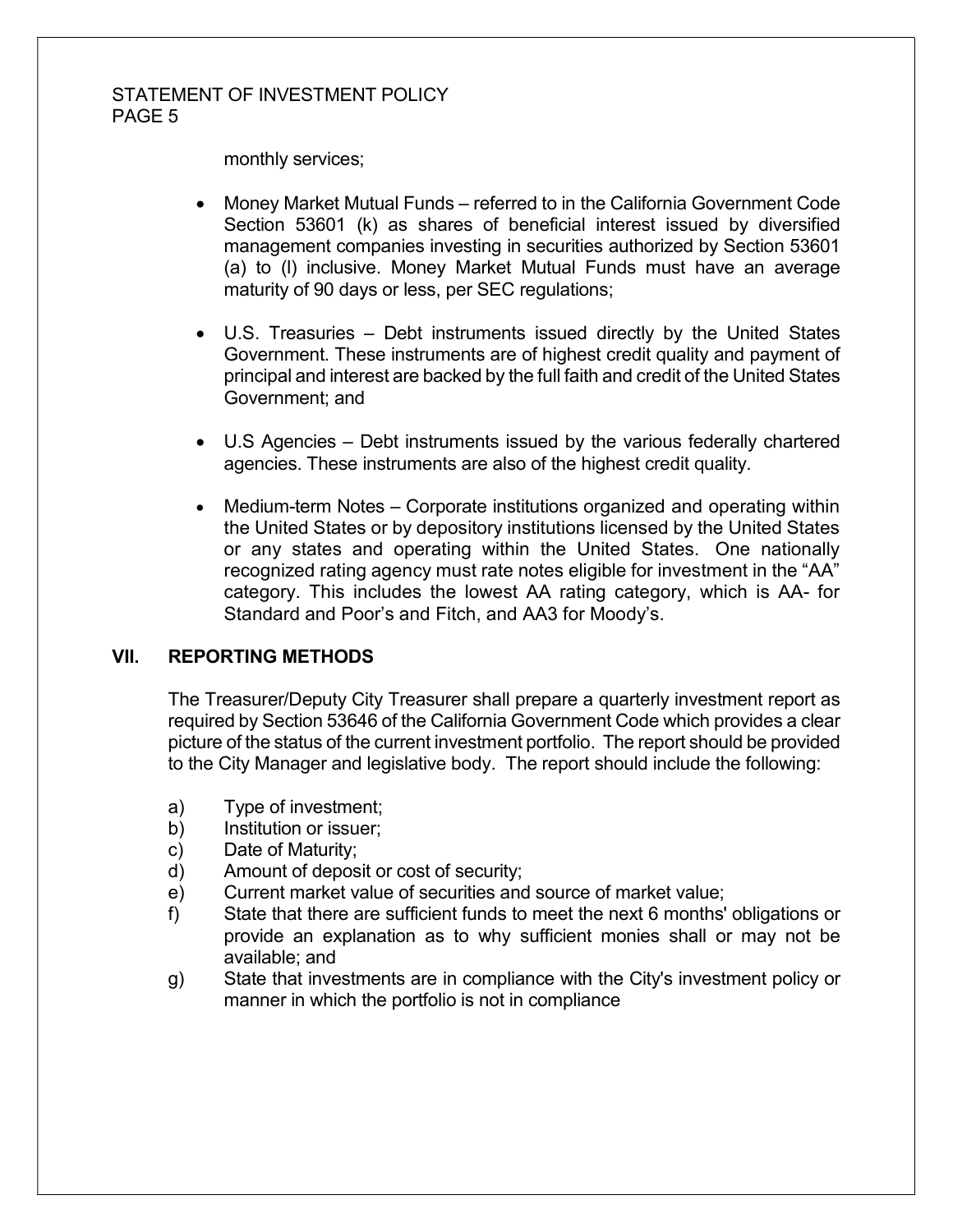monthly services;

- Money Market Mutual Funds – referred to in the California Government Code Section 53601 (k) as shares of beneficial interest issued by diversified management companies investing in securities authorized by Section 53601 (a) to (l) inclusive. Money Market Mutual Funds must have an average maturity of 90 days or less, per SEC regulations;

- U.S. Treasuries – Debt instruments issued directly by the United States Government. These instruments are of highest credit quality and payment of principal and interest are backed by the full faith and credit of the United States Government; and

- U.S Agencies – Debt instruments issued by the various federally chartered agencies. These instruments are also of the highest credit quality.

- Medium-term Notes – Corporate institutions organized and operating within the United States or by depository institutions licensed by the United States or any states and operating within the United States. One nationally recognized rating agency must rate notes eligible for investment in the "AA" category. This includes the lowest AA rating category, which is AA- for Standard and Poor's and Fitch, and AA3 for Moody's.

## VII. REPORTING METHODS

The Treasurer/Deputy City Treasurer shall prepare a quarterly investment report as required by Section 53646 of the California Government Code which provides a clear picture of the status of the current investment portfolio. The report should be provided to the City Manager and legislative body. The report should include the following:

a) Type of investment;
b) Institution or issuer;
c) Date of Maturity;
d) Amount of deposit or cost of security;
e) Current market value of securities and source of market value;
f) State that there are sufficient funds to meet the next 6 months' obligations or provide an explanation as to why sufficient monies shall or may not be available; and
g) State that investments are in compliance with the City's investment policy or manner in which the portfolio is not in compliance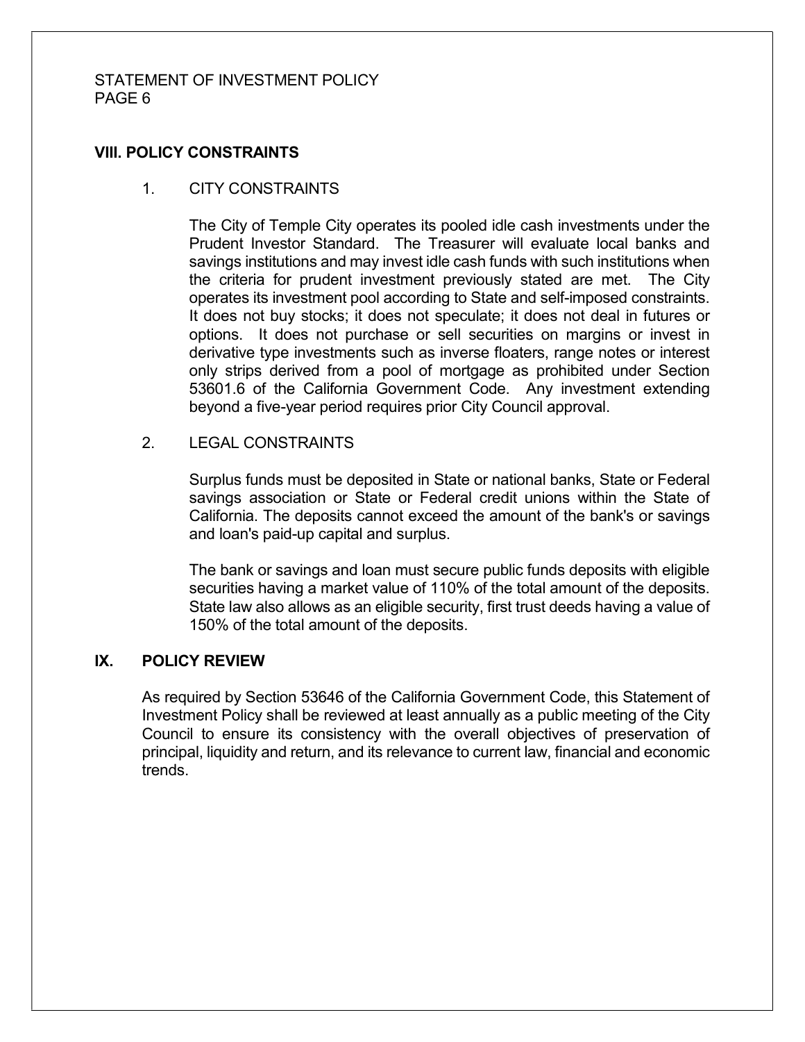## VIII. POLICY CONSTRAINTS

1. CITY CONSTRAINTS

   The City of Temple City operates its pooled idle cash investments under the Prudent Investor Standard. The Treasurer will evaluate local banks and savings institutions and may invest idle cash funds with such institutions when the criteria for prudent investment previously stated are met. The City operates its investment pool according to State and self-imposed constraints. It does not buy stocks; it does not speculate; it does not deal in futures or options. It does not purchase or sell securities on margins or invest in derivative type investments such as inverse floaters, range notes or interest only strips derived from a pool of mortgage as prohibited under Section 53601.6 of the California Government Code. Any investment extending beyond a five-year period requires prior City Council approval.

2. LEGAL CONSTRAINTS

   Surplus funds must be deposited in State or national banks, State or Federal savings association or State or Federal credit unions within the State of California. The deposits cannot exceed the amount of the bank's or savings and loan's paid-up capital and surplus.

   The bank or savings and loan must secure public funds deposits with eligible securities having a market value of 110% of the total amount of the deposits. State law also allows as an eligible security, first trust deeds having a value of 150% of the total amount of the deposits.

## IX. POLICY REVIEW

As required by Section 53646 of the California Government Code, this Statement of Investment Policy shall be reviewed at least annually as a public meeting of the City Council to ensure its consistency with the overall objectives of preservation of principal, liquidity and return, and its relevance to current law, financial and economic trends.